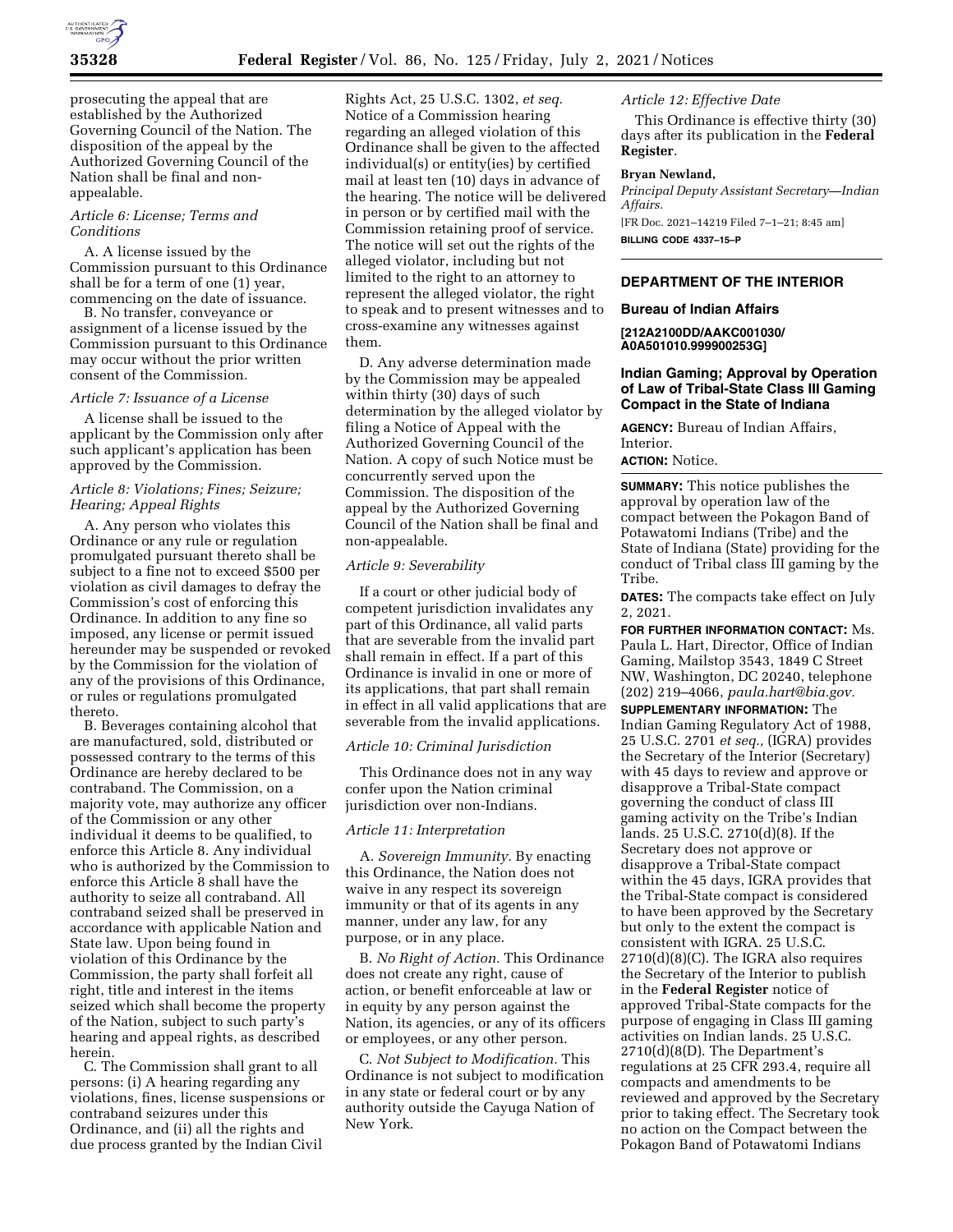prosecuting the appeal that are established by the Authorized Governing Council of the Nation. The disposition of the appeal by the Authorized Governing Council of the Nation shall be final and non-appealable.

*Article 6: License; Terms and Conditions*

A. A license issued by the Commission pursuant to this Ordinance shall be for a term of one (1) year, commencing on the date of issuance.

B. No transfer, conveyance or assignment of a license issued by the Commission pursuant to this Ordinance may occur without the prior written consent of the Commission.

*Article 7: Issuance of a License*

A license shall be issued to the applicant by the Commission only after such applicant's application has been approved by the Commission.

*Article 8: Violations; Fines; Seizure; Hearing; Appeal Rights*

A. Any person who violates this Ordinance or any rule or regulation promulgated pursuant thereto shall be subject to a fine not to exceed $500 per violation as civil damages to defray the Commission's cost of enforcing this Ordinance. In addition to any fine so imposed, any license or permit issued hereunder may be suspended or revoked by the Commission for the violation of any of the provisions of this Ordinance, or rules or regulations promulgated thereto.

B. Beverages containing alcohol that are manufactured, sold, distributed or possessed contrary to the terms of this Ordinance are hereby declared to be contraband. The Commission, on a majority vote, may authorize any officer of the Commission or any other individual it deems to be qualified, to enforce this Article 8. Any individual who is authorized by the Commission to enforce this Article 8 shall have the authority to seize all contraband. All contraband seized shall be preserved in accordance with applicable Nation and State law. Upon being found in violation of this Ordinance by the Commission, the party shall forfeit all right, title and interest in the items seized which shall become the property of the Nation, subject to such party's hearing and appeal rights, as described herein.

C. The Commission shall grant to all persons: (i) A hearing regarding any violations, fines, license suspensions or contraband seizures under this Ordinance, and (ii) all the rights and due process granted by the Indian Civil Rights Act, 25 U.S.C. 1302, *et seq.* Notice of a Commission hearing regarding an alleged violation of this Ordinance shall be given to the affected individual(s) or entity(ies) by certified mail at least ten (10) days in advance of the hearing. The notice will be delivered in person or by certified mail with the Commission retaining proof of service. The notice will set out the rights of the alleged violator, including but not limited to the right to an attorney to represent the alleged violator, the right to speak and to present witnesses and to cross-examine any witnesses against them.

D. Any adverse determination made by the Commission may be appealed within thirty (30) days of such determination by the alleged violator by filing a Notice of Appeal with the Authorized Governing Council of the Nation. A copy of such Notice must be concurrently served upon the Commission. The disposition of the appeal by the Authorized Governing Council of the Nation shall be final and non-appealable.

*Article 9: Severability*

If a court or other judicial body of competent jurisdiction invalidates any part of this Ordinance, all valid parts that are severable from the invalid part shall remain in effect. If a part of this Ordinance is invalid in one or more of its applications, that part shall remain in effect in all valid applications that are severable from the invalid applications.

*Article 10: Criminal Jurisdiction*

This Ordinance does not in any way confer upon the Nation criminal jurisdiction over non-Indians.

*Article 11: Interpretation*

A. *Sovereign Immunity.* By enacting this Ordinance, the Nation does not waive in any respect its sovereign immunity or that of its agents in any manner, under any law, for any purpose, or in any place.

B. *No Right of Action.* This Ordinance does not create any right, cause of action, or benefit enforceable at law or in equity by any person against the Nation, its agencies, or any of its officers or employees, or any other person.

C. *Not Subject to Modification.* This Ordinance is not subject to modification in any state or federal court or by any authority outside the Cayuga Nation of New York.

*Article 12: Effective Date*

This Ordinance is effective thirty (30) days after its publication in the **Federal Register**.

**Bryan Newland,**

*Principal Deputy Assistant Secretary—Indian Affairs.*

[FR Doc. 2021–14219 Filed 7–1–21; 8:45 am]

**BILLING CODE 4337–15–P**

---

## DEPARTMENT OF THE INTERIOR

### Bureau of Indian Affairs

**[212A2100DD/AAKC001030/A0A501010.999900253G]**

### Indian Gaming; Approval by Operation of Law of Tribal-State Class III Gaming Compact in the State of Indiana

**AGENCY:** Bureau of Indian Affairs, Interior.

**ACTION:** Notice.

**SUMMARY:** This notice publishes the approval by operation law of the compact between the Pokagon Band of Potawatomi Indians (Tribe) and the State of Indiana (State) providing for the conduct of Tribal class III gaming by the Tribe.

**DATES:** The compacts take effect on July 2, 2021.

**FOR FURTHER INFORMATION CONTACT:** Ms. Paula L. Hart, Director, Office of Indian Gaming, Mailstop 3543, 1849 C Street NW, Washington, DC 20240, telephone (202) 219–4066, *paula.hart@bia.gov.*

**SUPPLEMENTARY INFORMATION:** The Indian Gaming Regulatory Act of 1988, 25 U.S.C. 2701 *et seq.,* (IGRA) provides the Secretary of the Interior (Secretary) with 45 days to review and approve or disapprove a Tribal-State compact governing the conduct of class III gaming activity on the Tribe's Indian lands. 25 U.S.C. 2710(d)(8). If the Secretary does not approve or disapprove a Tribal-State compact within the 45 days, IGRA provides that the Tribal-State compact is considered to have been approved by the Secretary but only to the extent the compact is consistent with IGRA. 25 U.S.C. 2710(d)(8)(C). The IGRA also requires the Secretary of the Interior to publish in the **Federal Register** notice of approved Tribal-State compacts for the purpose of engaging in Class III gaming activities on Indian lands. 25 U.S.C. 2710(d)(8(D). The Department's regulations at 25 CFR 293.4, require all compacts and amendments to be reviewed and approved by the Secretary prior to taking effect. The Secretary took no action on the Compact between the Pokagon Band of Potawatomi Indians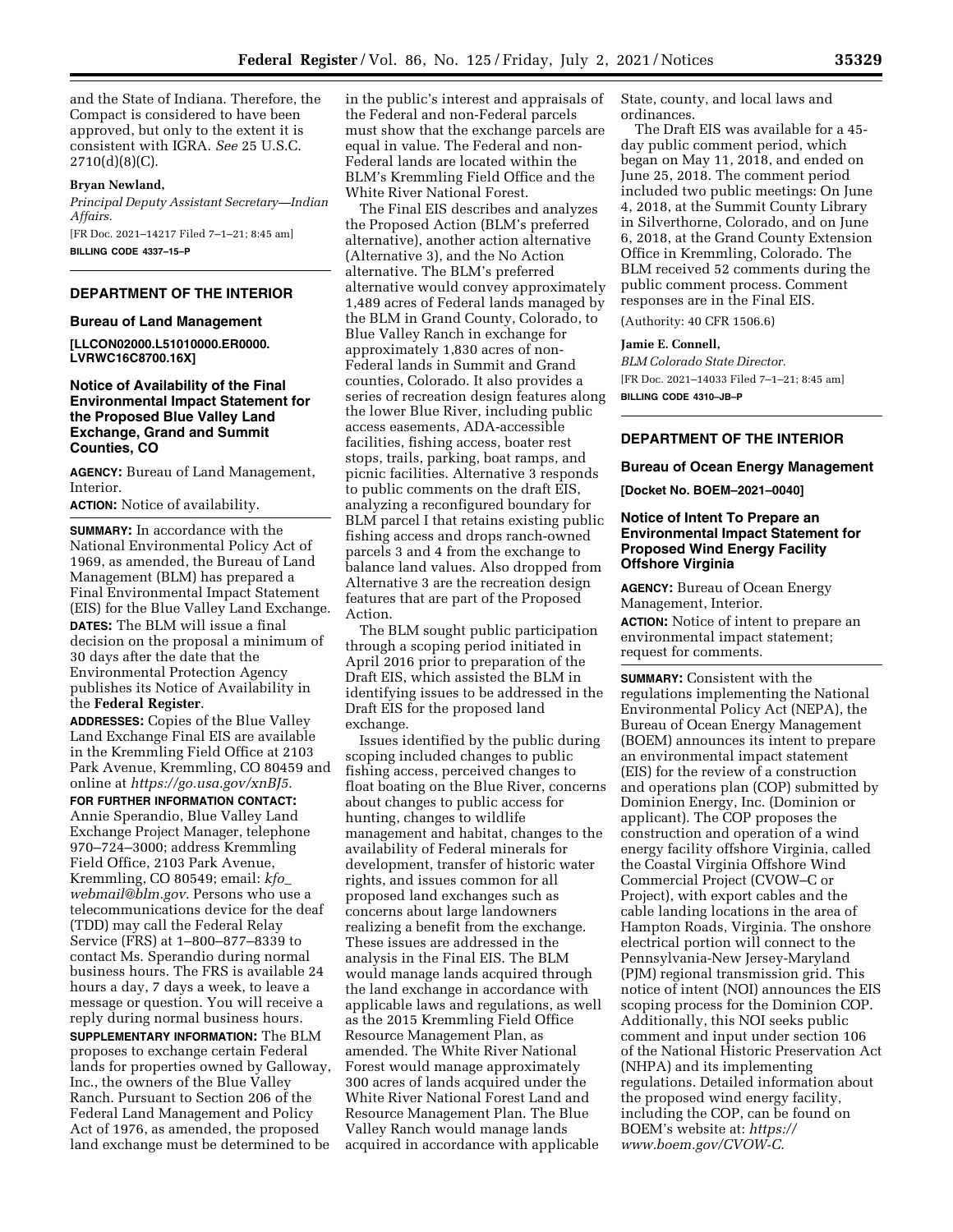and the State of Indiana. Therefore, the Compact is considered to have been approved, but only to the extent it is consistent with IGRA. *See* 25 U.S.C. 2710(d)(8)(C).

**Bryan Newland,**

*Principal Deputy Assistant Secretary—Indian Affairs.*

[FR Doc. 2021–14217 Filed 7–1–21; 8:45 am]

**BILLING CODE 4337–15–P**

## DEPARTMENT OF THE INTERIOR

### Bureau of Land Management

**[LLCON02000.L51010000.ER0000. LVRWC16C8700.16X]**

### Notice of Availability of the Final Environmental Impact Statement for the Proposed Blue Valley Land Exchange, Grand and Summit Counties, CO

**AGENCY:** Bureau of Land Management, Interior.

**ACTION:** Notice of availability.

**SUMMARY:** In accordance with the National Environmental Policy Act of 1969, as amended, the Bureau of Land Management (BLM) has prepared a Final Environmental Impact Statement (EIS) for the Blue Valley Land Exchange.

**DATES:** The BLM will issue a final decision on the proposal a minimum of 30 days after the date that the Environmental Protection Agency publishes its Notice of Availability in the **Federal Register**.

**ADDRESSES:** Copies of the Blue Valley Land Exchange Final EIS are available in the Kremmling Field Office at 2103 Park Avenue, Kremmling, CO 80459 and online at *https://go.usa.gov/xnBJ5.*

**FOR FURTHER INFORMATION CONTACT:** Annie Sperandio, Blue Valley Land Exchange Project Manager, telephone 970–724–3000; address Kremmling Field Office, 2103 Park Avenue, Kremmling, CO 80549; email: *kfo_webmail@blm.gov.* Persons who use a telecommunications device for the deaf (TDD) may call the Federal Relay Service (FRS) at 1–800–877–8339 to contact Ms. Sperandio during normal business hours. The FRS is available 24 hours a day, 7 days a week, to leave a message or question. You will receive a reply during normal business hours.

**SUPPLEMENTARY INFORMATION:** The BLM proposes to exchange certain Federal lands for properties owned by Galloway, Inc., the owners of the Blue Valley Ranch. Pursuant to Section 206 of the Federal Land Management and Policy Act of 1976, as amended, the proposed land exchange must be determined to be in the public's interest and appraisals of the Federal and non-Federal parcels must show that the exchange parcels are equal in value. The Federal and non-Federal lands are located within the BLM's Kremmling Field Office and the White River National Forest.

The Final EIS describes and analyzes the Proposed Action (BLM's preferred alternative), another action alternative (Alternative 3), and the No Action alternative. The BLM's preferred alternative would convey approximately 1,489 acres of Federal lands managed by the BLM in Grand County, Colorado, to Blue Valley Ranch in exchange for approximately 1,830 acres of non-Federal lands in Summit and Grand counties, Colorado. It also provides a series of recreation design features along the lower Blue River, including public access easements, ADA-accessible facilities, fishing access, boater rest stops, trails, parking, boat ramps, and picnic facilities. Alternative 3 responds to public comments on the draft EIS, analyzing a reconfigured boundary for BLM parcel I that retains existing public fishing access and drops ranch-owned parcels 3 and 4 from the exchange to balance land values. Also dropped from Alternative 3 are the recreation design features that are part of the Proposed Action.

The BLM sought public participation through a scoping period initiated in April 2016 prior to preparation of the Draft EIS, which assisted the BLM in identifying issues to be addressed in the Draft EIS for the proposed land exchange.

Issues identified by the public during scoping included changes to public fishing access, perceived changes to float boating on the Blue River, concerns about changes to public access for hunting, changes to wildlife management and habitat, changes to the availability of Federal minerals for development, transfer of historic water rights, and issues common for all proposed land exchanges such as concerns about large landowners realizing a benefit from the exchange. These issues are addressed in the analysis in the Final EIS. The BLM would manage lands acquired through the land exchange in accordance with applicable laws and regulations, as well as the 2015 Kremmling Field Office Resource Management Plan, as amended. The White River National Forest would manage approximately 300 acres of lands acquired under the White River National Forest Land and Resource Management Plan. The Blue Valley Ranch would manage lands acquired in accordance with applicable State, county, and local laws and ordinances.

The Draft EIS was available for a 45-day public comment period, which began on May 11, 2018, and ended on June 25, 2018. The comment period included two public meetings: On June 4, 2018, at the Summit County Library in Silverthorne, Colorado, and on June 6, 2018, at the Grand County Extension Office in Kremmling, Colorado. The BLM received 52 comments during the public comment process. Comment responses are in the Final EIS.

(Authority: 40 CFR 1506.6)

**Jamie E. Connell,**

*BLM Colorado State Director.*

[FR Doc. 2021–14033 Filed 7–1–21; 8:45 am]

**BILLING CODE 4310–JB–P**

## DEPARTMENT OF THE INTERIOR

### Bureau of Ocean Energy Management

**[Docket No. BOEM–2021–0040]**

### Notice of Intent To Prepare an Environmental Impact Statement for Proposed Wind Energy Facility Offshore Virginia

**AGENCY:** Bureau of Ocean Energy Management, Interior.

**ACTION:** Notice of intent to prepare an environmental impact statement; request for comments.

**SUMMARY:** Consistent with the regulations implementing the National Environmental Policy Act (NEPA), the Bureau of Ocean Energy Management (BOEM) announces its intent to prepare an environmental impact statement (EIS) for the review of a construction and operations plan (COP) submitted by Dominion Energy, Inc. (Dominion or applicant). The COP proposes the construction and operation of a wind energy facility offshore Virginia, called the Coastal Virginia Offshore Wind Commercial Project (CVOW–C or Project), with export cables and the cable landing locations in the area of Hampton Roads, Virginia. The onshore electrical portion will connect to the Pennsylvania-New Jersey-Maryland (PJM) regional transmission grid. This notice of intent (NOI) announces the EIS scoping process for the Dominion COP. Additionally, this NOI seeks public comment and input under section 106 of the National Historic Preservation Act (NHPA) and its implementing regulations. Detailed information about the proposed wind energy facility, including the COP, can be found on BOEM's website at: *https://www.boem.gov/CVOW-C.*